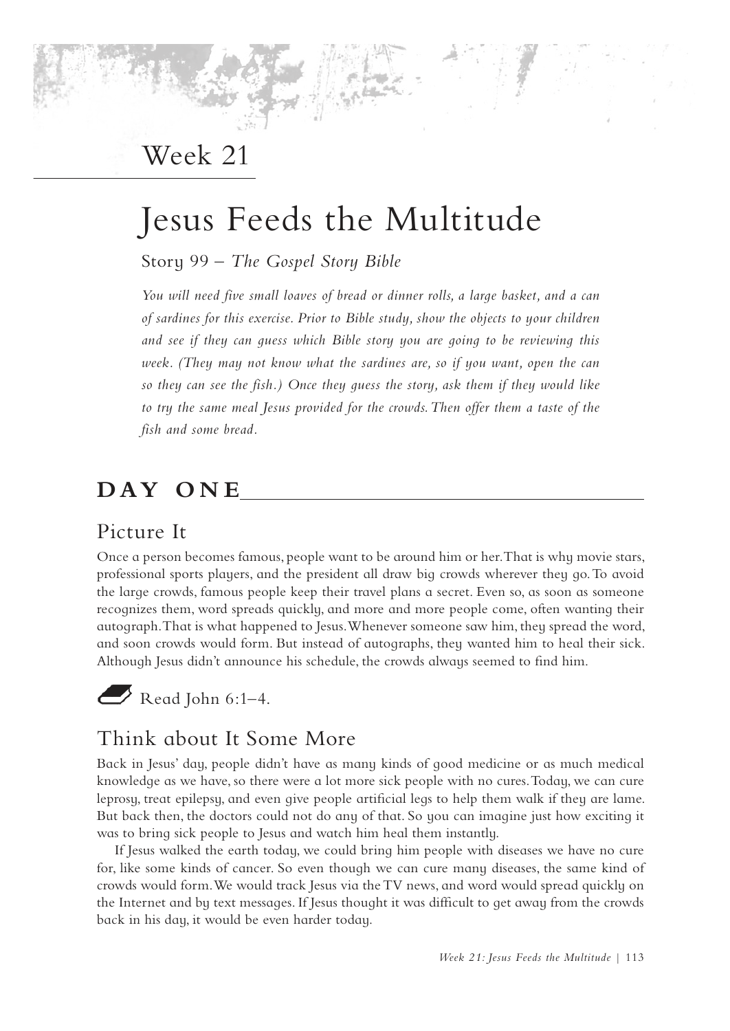## Week 21

# Jesus Feeds the Multitude

Story 99 – *The Gospel Story Bible*

*You will need five small loaves of bread or dinner rolls, a large basket, and a can of sardines for this exercise. Prior to Bible study, show the objects to your children and see if they can guess which Bible story you are going to be reviewing this week. (They may not know what the sardines are, so if you want, open the can so they can see the fish.) Once they guess the story, ask them if they would like to try the same meal Jesus provided for the crowds. Then offer them a taste of the fish and some bread.*

## DAY ONE

### Picture It

Once a person becomes famous, people want to be around him or her. That is why movie stars, professional sports players, and the president all draw big crowds wherever they go. To avoid the large crowds, famous people keep their travel plans a secret. Even so, as soon as someone recognizes them, word spreads quickly, and more and more people come, often wanting their autograph. That is what happened to Jesus. Whenever someone saw him, they spread the word, and soon crowds would form. But instead of autographs, they wanted him to heal their sick. Although Jesus didn't announce his schedule, the crowds always seemed to find him.

Read John 6:1–4.

### Think about It Some More

Back in Jesus' day, people didn't have as many kinds of good medicine or as much medical knowledge as we have, so there were a lot more sick people with no cures. Today, we can cure leprosy, treat epilepsy, and even give people artificial legs to help them walk if they are lame. But back then, the doctors could not do any of that. So you can imagine just how exciting it was to bring sick people to Jesus and watch him heal them instantly.

If Jesus walked the earth today, we could bring him people with diseases we have no cure for, like some kinds of cancer. So even though we can cure many diseases, the same kind of crowds would form. We would track Jesus via the TV news, and word would spread quickly on the Internet and by text messages. If Jesus thought it was difficult to get away from the crowds back in his day, it would be even harder today.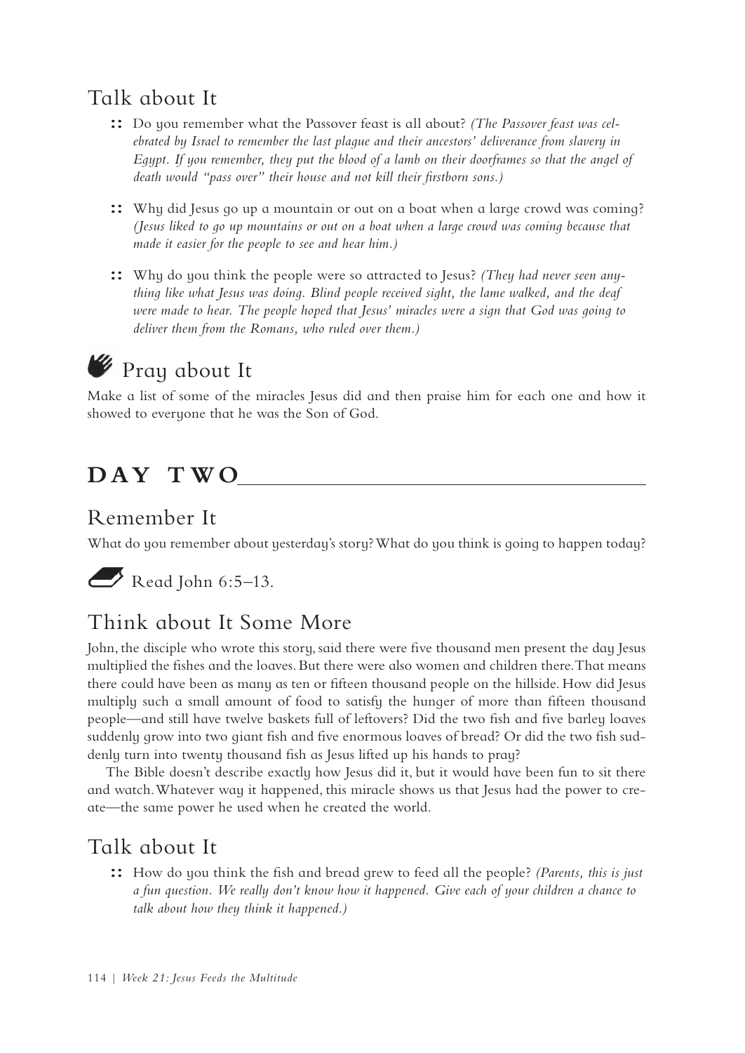## Talk about It

:: Do you remember what the Passover feast is all about? *(The Passover feast was celebrated by Israel to remember the last plague and their ancestors' deliverance from slavery in Egypt. If you remember, they put the blood of a lamb on their doorframes so that the angel of death would "pass over" their house and not kill their firstborn sons.)*

:: Why did Jesus go up a mountain or out on a boat when a large crowd was coming? *(Jesus liked to go up mountains or out on a boat when a large crowd was coming because that made it easier for the people to see and hear him.)*

:: Why do you think the people were so attracted to Jesus? *(They had never seen anything like what Jesus was doing. Blind people received sight, the lame walked, and the deaf were made to hear. The people hoped that Jesus' miracles were a sign that God was going to deliver them from the Romans, who ruled over them.)*

## Pray about It

Make a list of some of the miracles Jesus did and then praise him for each one and how it showed to everyone that he was the Son of God.

# DAY TWO

## Remember It

What do you remember about yesterday's story? What do you think is going to happen today?

Read John 6:5–13.

## Think about It Some More

John, the disciple who wrote this story, said there were five thousand men present the day Jesus multiplied the fishes and the loaves. But there were also women and children there. That means there could have been as many as ten or fifteen thousand people on the hillside. How did Jesus multiply such a small amount of food to satisfy the hunger of more than fifteen thousand people—and still have twelve baskets full of leftovers? Did the two fish and five barley loaves suddenly grow into two giant fish and five enormous loaves of bread? Or did the two fish suddenly turn into twenty thousand fish as Jesus lifted up his hands to pray?

The Bible doesn't describe exactly how Jesus did it, but it would have been fun to sit there and watch. Whatever way it happened, this miracle shows us that Jesus had the power to create—the same power he used when he created the world.

## Talk about It

:: How do you think the fish and bread grew to feed all the people? *(Parents, this is just a fun question. We really don't know how it happened. Give each of your children a chance to talk about how they think it happened.)*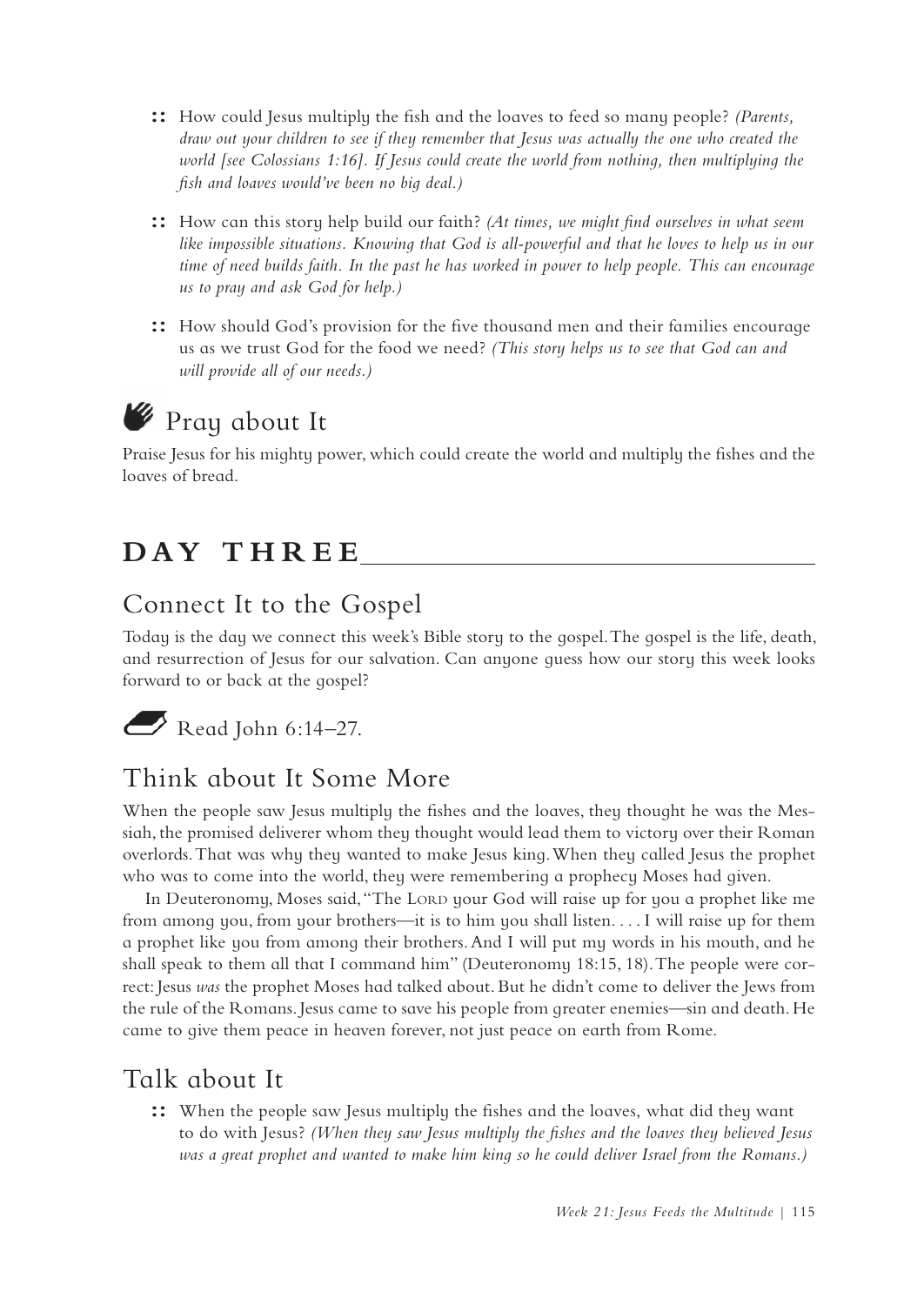- How could Jesus multiply the fish and the loaves to feed so many people? *(Parents, draw out your children to see if they remember that Jesus was actually the one who created the world [see Colossians 1:16]. If Jesus could create the world from nothing, then multiplying the fish and loaves would've been no big deal.)*

- How can this story help build our faith? *(At times, we might find ourselves in what seem like impossible situations. Knowing that God is all-powerful and that he loves to help us in our time of need builds faith. In the past he has worked in power to help people. This can encourage us to pray and ask God for help.)*

- How should God's provision for the five thousand men and their families encourage us as we trust God for the food we need? *(This story helps us to see that God can and will provide all of our needs.)*

## Pray about It

Praise Jesus for his mighty power, which could create the world and multiply the fishes and the loaves of bread.

# DAY THREE

## Connect It to the Gospel

Today is the day we connect this week's Bible story to the gospel. The gospel is the life, death, and resurrection of Jesus for our salvation. Can anyone guess how our story this week looks forward to or back at the gospel?

Read John 6:14–27.

## Think about It Some More

When the people saw Jesus multiply the fishes and the loaves, they thought he was the Messiah, the promised deliverer whom they thought would lead them to victory over their Roman overlords. That was why they wanted to make Jesus king. When they called Jesus the prophet who was to come into the world, they were remembering a prophecy Moses had given.

In Deuteronomy, Moses said, "The LORD your God will raise up for you a prophet like me from among you, from your brothers—it is to him you shall listen. . . . I will raise up for them a prophet like you from among their brothers. And I will put my words in his mouth, and he shall speak to them all that I command him" (Deuteronomy 18:15, 18). The people were correct: Jesus *was* the prophet Moses had talked about. But he didn't come to deliver the Jews from the rule of the Romans. Jesus came to save his people from greater enemies—sin and death. He came to give them peace in heaven forever, not just peace on earth from Rome.

## Talk about It

- When the people saw Jesus multiply the fishes and the loaves, what did they want to do with Jesus? *(When they saw Jesus multiply the fishes and the loaves they believed Jesus was a great prophet and wanted to make him king so he could deliver Israel from the Romans.)*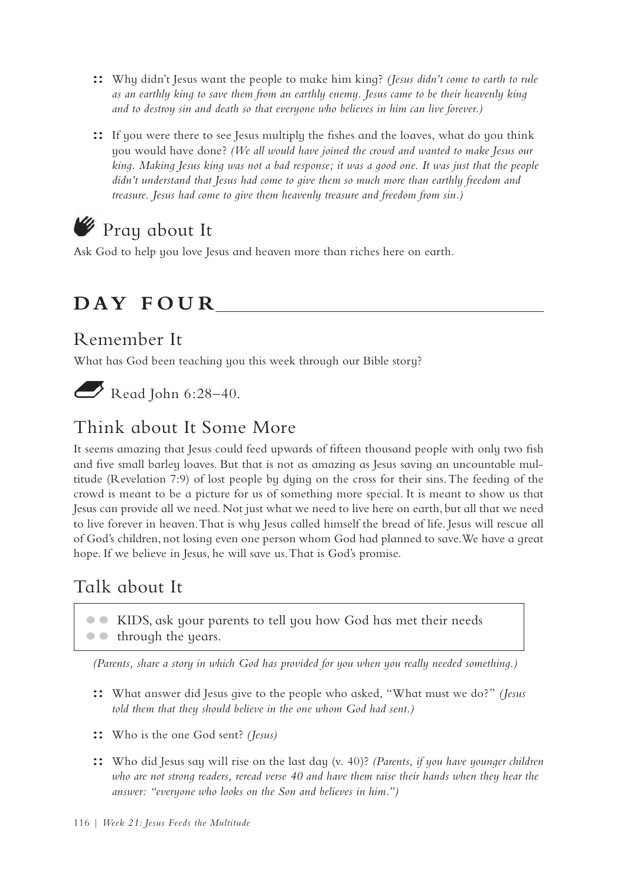- Why didn't Jesus want the people to make him king? *(Jesus didn't come to earth to rule as an earthly king to save them from an earthly enemy. Jesus came to be their heavenly king and to destroy sin and death so that everyone who believes in him can live forever.)*

- If you were there to see Jesus multiply the fishes and the loaves, what do you think you would have done? *(We all would have joined the crowd and wanted to make Jesus our king. Making Jesus king was not a bad response; it was a good one. It was just that the people didn't understand that Jesus had come to give them so much more than earthly freedom and treasure. Jesus had come to give them heavenly treasure and freedom from sin.)*

## Pray about It

Ask God to help you love Jesus and heaven more than riches here on earth.

# DAY FOUR

## Remember It

What has God been teaching you this week through our Bible story?

Read John 6:28–40.

## Think about It Some More

It seems amazing that Jesus could feed upwards of fifteen thousand people with only two fish and five small barley loaves. But that is not as amazing as Jesus saving an uncountable multitude (Revelation 7:9) of lost people by dying on the cross for their sins. The feeding of the crowd is meant to be a picture for us of something more special. It is meant to show us that Jesus can provide all we need. Not just what we need to live here on earth, but all that we need to live forever in heaven. That is why Jesus called himself the bread of life. Jesus will rescue all of God's children, not losing even one person whom God had planned to save. We have a great hope. If we believe in Jesus, he will save us. That is God's promise.

## Talk about It

KIDS, ask your parents to tell you how God has met their needs through the years.

*(Parents, share a story in which God has provided for you when you really needed something.)*

- What answer did Jesus give to the people who asked, "What must we do?" *(Jesus told them that they should believe in the one whom God had sent.)*

- Who is the one God sent? *(Jesus)*

- Who did Jesus say will rise on the last day (v. 40)? *(Parents, if you have younger children who are not strong readers, reread verse 40 and have them raise their hands when they hear the answer: "everyone who looks on the Son and believes in him.")*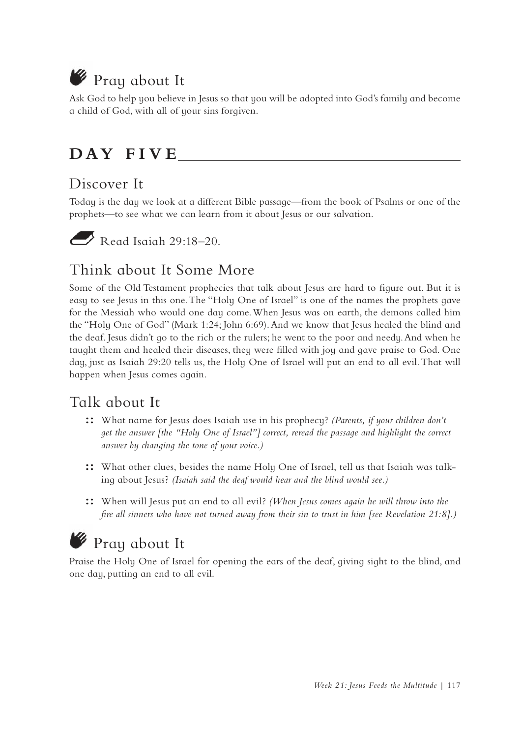## Pray about It

Ask God to help you believe in Jesus so that you will be adopted into God's family and become a child of God, with all of your sins forgiven.

# DAY FIVE

## Discover It

Today is the day we look at a different Bible passage—from the book of Psalms or one of the prophets—to see what we can learn from it about Jesus or our salvation.

Read Isaiah 29:18–20.

## Think about It Some More

Some of the Old Testament prophecies that talk about Jesus are hard to figure out. But it is easy to see Jesus in this one. The "Holy One of Israel" is one of the names the prophets gave for the Messiah who would one day come. When Jesus was on earth, the demons called him the "Holy One of God" (Mark 1:24; John 6:69). And we know that Jesus healed the blind and the deaf. Jesus didn't go to the rich or the rulers; he went to the poor and needy. And when he taught them and healed their diseases, they were filled with joy and gave praise to God. One day, just as Isaiah 29:20 tells us, the Holy One of Israel will put an end to all evil. That will happen when Jesus comes again.

## Talk about It

- What name for Jesus does Isaiah use in his prophecy? *(Parents, if your children don't get the answer [the "Holy One of Israel"] correct, reread the passage and highlight the correct answer by changing the tone of your voice.)*
- What other clues, besides the name Holy One of Israel, tell us that Isaiah was talking about Jesus? *(Isaiah said the deaf would hear and the blind would see.)*
- When will Jesus put an end to all evil? *(When Jesus comes again he will throw into the fire all sinners who have not turned away from their sin to trust in him [see Revelation 21:8].)*

## Pray about It

Praise the Holy One of Israel for opening the ears of the deaf, giving sight to the blind, and one day, putting an end to all evil.